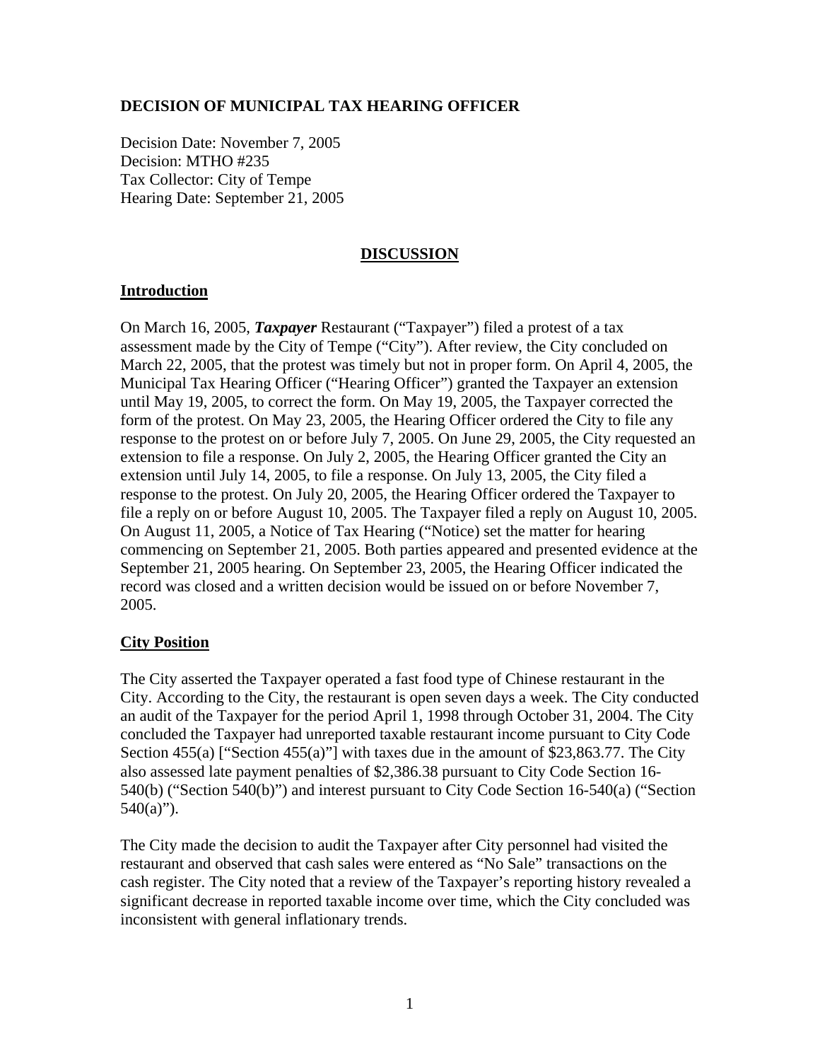**DECISION OF MUNICIPAL TAX HEARING OFFICER**

Decision Date: November 7, 2005
Decision: MTHO #235
Tax Collector: City of Tempe
Hearing Date: September 21, 2005

## DISCUSSION

### Introduction

On March 16, 2005, ***Taxpayer*** Restaurant ("Taxpayer") filed a protest of a tax assessment made by the City of Tempe ("City"). After review, the City concluded on March 22, 2005, that the protest was timely but not in proper form. On April 4, 2005, the Municipal Tax Hearing Officer ("Hearing Officer") granted the Taxpayer an extension until May 19, 2005, to correct the form. On May 19, 2005, the Taxpayer corrected the form of the protest. On May 23, 2005, the Hearing Officer ordered the City to file any response to the protest on or before July 7, 2005. On June 29, 2005, the City requested an extension to file a response. On July 2, 2005, the Hearing Officer granted the City an extension until July 14, 2005, to file a response. On July 13, 2005, the City filed a response to the protest. On July 20, 2005, the Hearing Officer ordered the Taxpayer to file a reply on or before August 10, 2005. The Taxpayer filed a reply on August 10, 2005. On August 11, 2005, a Notice of Tax Hearing ("Notice) set the matter for hearing commencing on September 21, 2005. Both parties appeared and presented evidence at the September 21, 2005 hearing. On September 23, 2005, the Hearing Officer indicated the record was closed and a written decision would be issued on or before November 7, 2005.

### City Position

The City asserted the Taxpayer operated a fast food type of Chinese restaurant in the City. According to the City, the restaurant is open seven days a week. The City conducted an audit of the Taxpayer for the period April 1, 1998 through October 31, 2004. The City concluded the Taxpayer had unreported taxable restaurant income pursuant to City Code Section 455(a) ["Section 455(a)"] with taxes due in the amount of $23,863.77. The City also assessed late payment penalties of $2,386.38 pursuant to City Code Section 16-540(b) ("Section 540(b)") and interest pursuant to City Code Section 16-540(a) ("Section 540(a)").

The City made the decision to audit the Taxpayer after City personnel had visited the restaurant and observed that cash sales were entered as "No Sale" transactions on the cash register. The City noted that a review of the Taxpayer's reporting history revealed a significant decrease in reported taxable income over time, which the City concluded was inconsistent with general inflationary trends.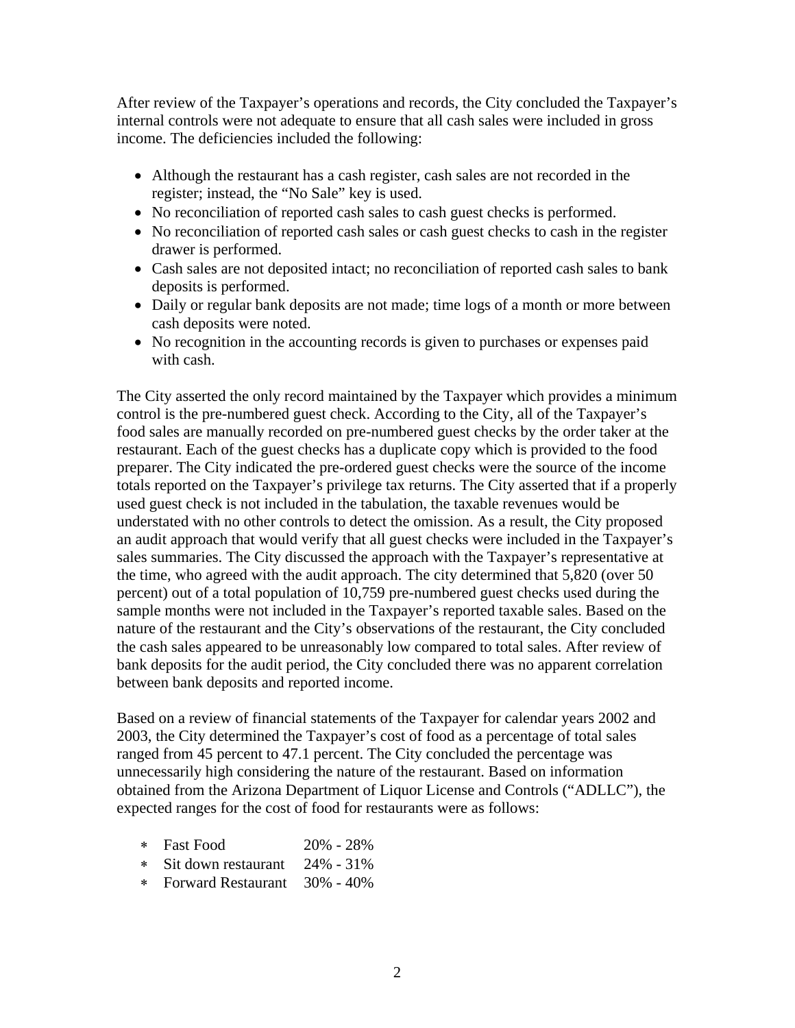After review of the Taxpayer's operations and records, the City concluded the Taxpayer's internal controls were not adequate to ensure that all cash sales were included in gross income. The deficiencies included the following:

- Although the restaurant has a cash register, cash sales are not recorded in the register; instead, the "No Sale" key is used.
- No reconciliation of reported cash sales to cash guest checks is performed.
- No reconciliation of reported cash sales or cash guest checks to cash in the register drawer is performed.
- Cash sales are not deposited intact; no reconciliation of reported cash sales to bank deposits is performed.
- Daily or regular bank deposits are not made; time logs of a month or more between cash deposits were noted.
- No recognition in the accounting records is given to purchases or expenses paid with cash.

The City asserted the only record maintained by the Taxpayer which provides a minimum control is the pre-numbered guest check. According to the City, all of the Taxpayer's food sales are manually recorded on pre-numbered guest checks by the order taker at the restaurant. Each of the guest checks has a duplicate copy which is provided to the food preparer. The City indicated the pre-ordered guest checks were the source of the income totals reported on the Taxpayer's privilege tax returns. The City asserted that if a properly used guest check is not included in the tabulation, the taxable revenues would be understated with no other controls to detect the omission. As a result, the City proposed an audit approach that would verify that all guest checks were included in the Taxpayer's sales summaries. The City discussed the approach with the Taxpayer's representative at the time, who agreed with the audit approach. The city determined that 5,820 (over 50 percent) out of a total population of 10,759 pre-numbered guest checks used during the sample months were not included in the Taxpayer's reported taxable sales. Based on the nature of the restaurant and the City's observations of the restaurant, the City concluded the cash sales appeared to be unreasonably low compared to total sales. After review of bank deposits for the audit period, the City concluded there was no apparent correlation between bank deposits and reported income.

Based on a review of financial statements of the Taxpayer for calendar years 2002 and 2003, the City determined the Taxpayer's cost of food as a percentage of total sales ranged from 45 percent to 47.1 percent. The City concluded the percentage was unnecessarily high considering the nature of the restaurant. Based on information obtained from the Arizona Department of Liquor License and Controls ("ADLLC"), the expected ranges for the cost of food for restaurants were as follows:

- Fast Food 20% - 28%
- Sit down restaurant 24% - 31%
- Forward Restaurant 30% - 40%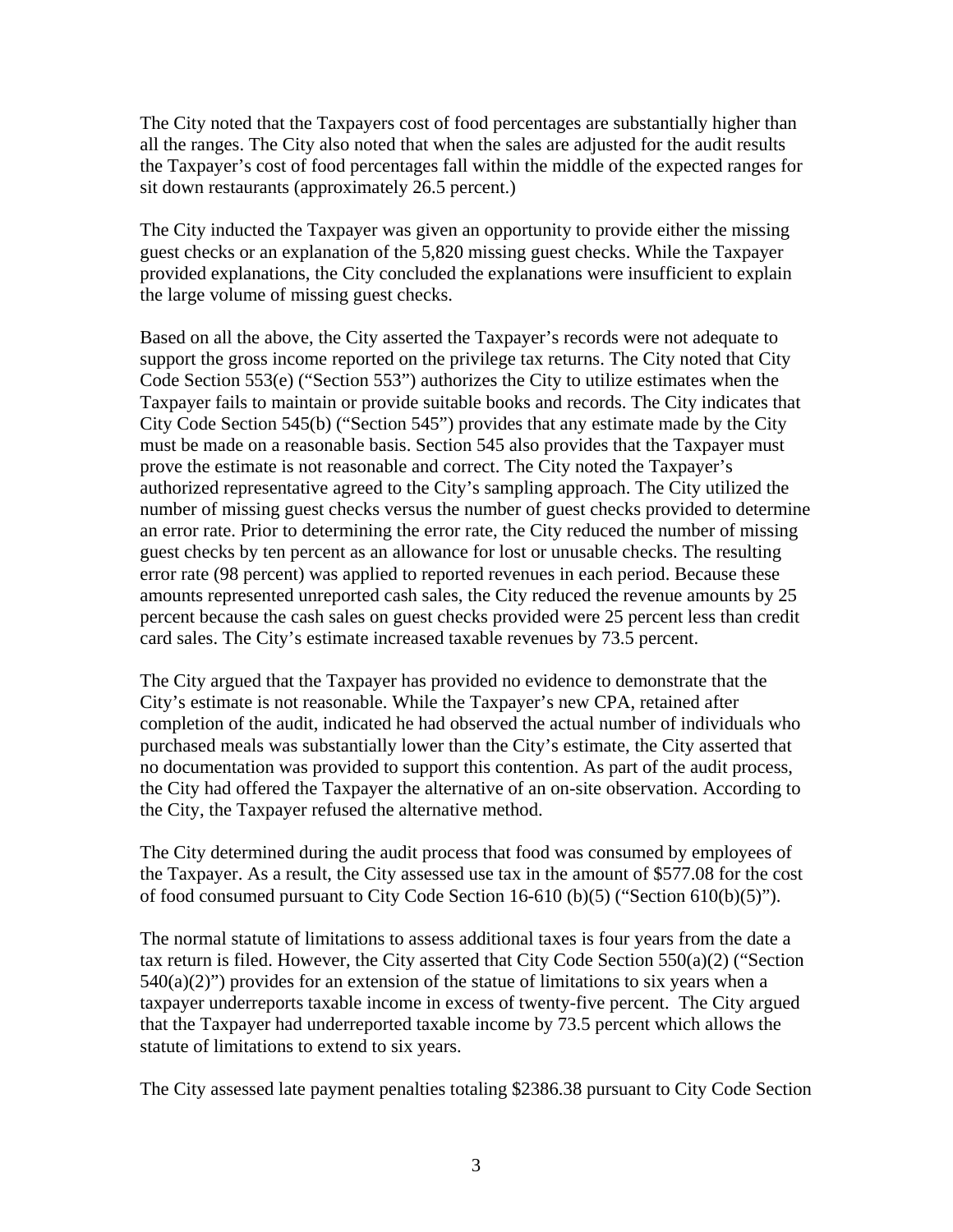The City noted that the Taxpayers cost of food percentages are substantially higher than all the ranges. The City also noted that when the sales are adjusted for the audit results the Taxpayer's cost of food percentages fall within the middle of the expected ranges for sit down restaurants (approximately 26.5 percent.)

The City inducted the Taxpayer was given an opportunity to provide either the missing guest checks or an explanation of the 5,820 missing guest checks. While the Taxpayer provided explanations, the City concluded the explanations were insufficient to explain the large volume of missing guest checks.

Based on all the above, the City asserted the Taxpayer's records were not adequate to support the gross income reported on the privilege tax returns. The City noted that City Code Section 553(e) ("Section 553") authorizes the City to utilize estimates when the Taxpayer fails to maintain or provide suitable books and records. The City indicates that City Code Section 545(b) ("Section 545") provides that any estimate made by the City must be made on a reasonable basis. Section 545 also provides that the Taxpayer must prove the estimate is not reasonable and correct. The City noted the Taxpayer's authorized representative agreed to the City's sampling approach. The City utilized the number of missing guest checks versus the number of guest checks provided to determine an error rate. Prior to determining the error rate, the City reduced the number of missing guest checks by ten percent as an allowance for lost or unusable checks. The resulting error rate (98 percent) was applied to reported revenues in each period. Because these amounts represented unreported cash sales, the City reduced the revenue amounts by 25 percent because the cash sales on guest checks provided were 25 percent less than credit card sales. The City's estimate increased taxable revenues by 73.5 percent.

The City argued that the Taxpayer has provided no evidence to demonstrate that the City's estimate is not reasonable. While the Taxpayer's new CPA, retained after completion of the audit, indicated he had observed the actual number of individuals who purchased meals was substantially lower than the City's estimate, the City asserted that no documentation was provided to support this contention. As part of the audit process, the City had offered the Taxpayer the alternative of an on-site observation. According to the City, the Taxpayer refused the alternative method.

The City determined during the audit process that food was consumed by employees of the Taxpayer. As a result, the City assessed use tax in the amount of $577.08 for the cost of food consumed pursuant to City Code Section 16-610 (b)(5) ("Section 610(b)(5)").

The normal statute of limitations to assess additional taxes is four years from the date a tax return is filed. However, the City asserted that City Code Section 550(a)(2) ("Section 540(a)(2)") provides for an extension of the statue of limitations to six years when a taxpayer underreports taxable income in excess of twenty-five percent. The City argued that the Taxpayer had underreported taxable income by 73.5 percent which allows the statute of limitations to extend to six years.

The City assessed late payment penalties totaling $2386.38 pursuant to City Code Section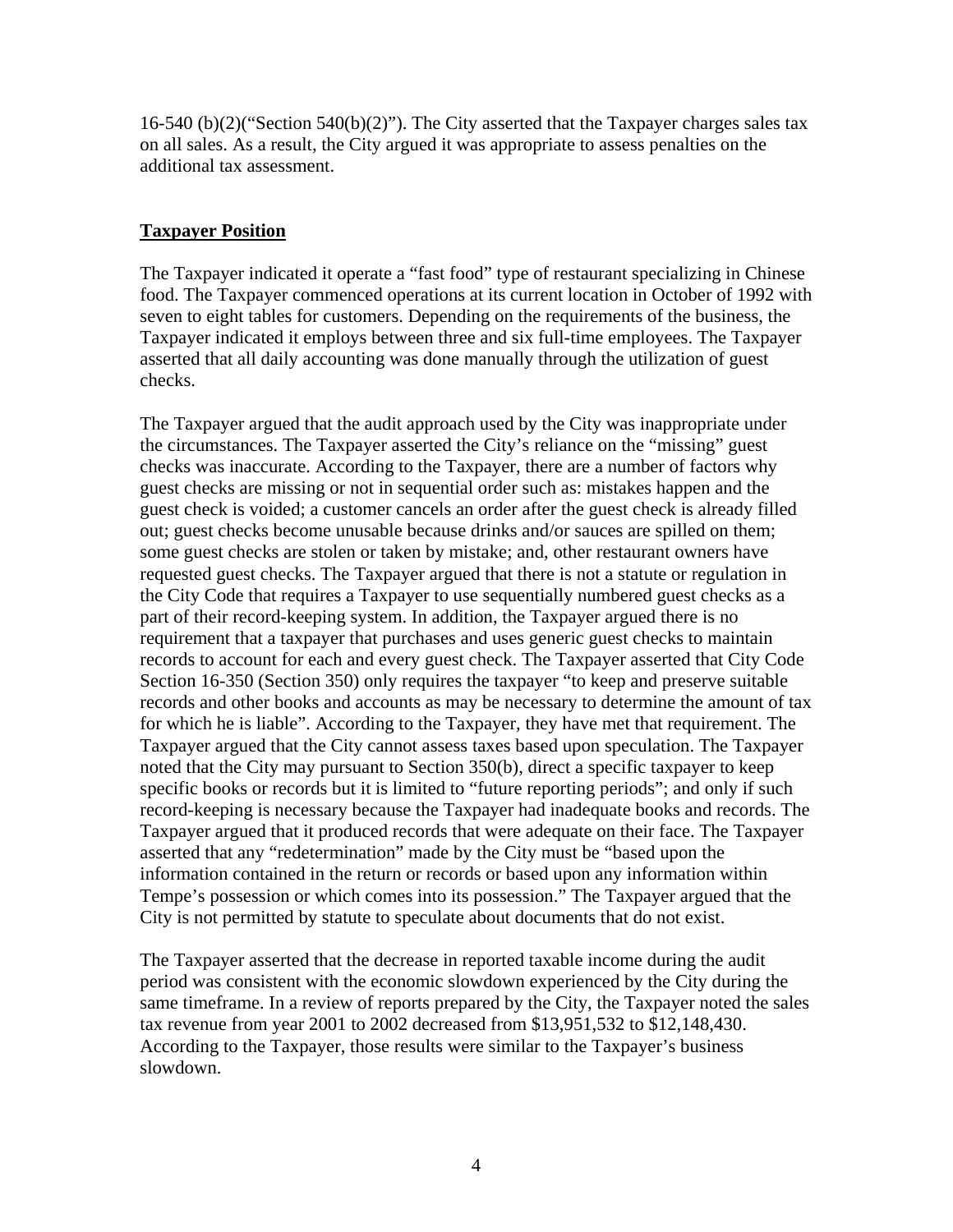16-540 (b)(2)("Section 540(b)(2)"). The City asserted that the Taxpayer charges sales tax on all sales. As a result, the City argued it was appropriate to assess penalties on the additional tax assessment.

**Taxpayer Position**

The Taxpayer indicated it operate a "fast food" type of restaurant specializing in Chinese food. The Taxpayer commenced operations at its current location in October of 1992 with seven to eight tables for customers. Depending on the requirements of the business, the Taxpayer indicated it employs between three and six full-time employees. The Taxpayer asserted that all daily accounting was done manually through the utilization of guest checks.

The Taxpayer argued that the audit approach used by the City was inappropriate under the circumstances. The Taxpayer asserted the City's reliance on the "missing" guest checks was inaccurate. According to the Taxpayer, there are a number of factors why guest checks are missing or not in sequential order such as: mistakes happen and the guest check is voided; a customer cancels an order after the guest check is already filled out; guest checks become unusable because drinks and/or sauces are spilled on them; some guest checks are stolen or taken by mistake; and, other restaurant owners have requested guest checks. The Taxpayer argued that there is not a statute or regulation in the City Code that requires a Taxpayer to use sequentially numbered guest checks as a part of their record-keeping system. In addition, the Taxpayer argued there is no requirement that a taxpayer that purchases and uses generic guest checks to maintain records to account for each and every guest check. The Taxpayer asserted that City Code Section 16-350 (Section 350) only requires the taxpayer "to keep and preserve suitable records and other books and accounts as may be necessary to determine the amount of tax for which he is liable". According to the Taxpayer, they have met that requirement. The Taxpayer argued that the City cannot assess taxes based upon speculation. The Taxpayer noted that the City may pursuant to Section 350(b), direct a specific taxpayer to keep specific books or records but it is limited to "future reporting periods"; and only if such record-keeping is necessary because the Taxpayer had inadequate books and records. The Taxpayer argued that it produced records that were adequate on their face. The Taxpayer asserted that any "redetermination" made by the City must be "based upon the information contained in the return or records or based upon any information within Tempe's possession or which comes into its possession." The Taxpayer argued that the City is not permitted by statute to speculate about documents that do not exist.

The Taxpayer asserted that the decrease in reported taxable income during the audit period was consistent with the economic slowdown experienced by the City during the same timeframe. In a review of reports prepared by the City, the Taxpayer noted the sales tax revenue from year 2001 to 2002 decreased from $13,951,532 to $12,148,430. According to the Taxpayer, those results were similar to the Taxpayer's business slowdown.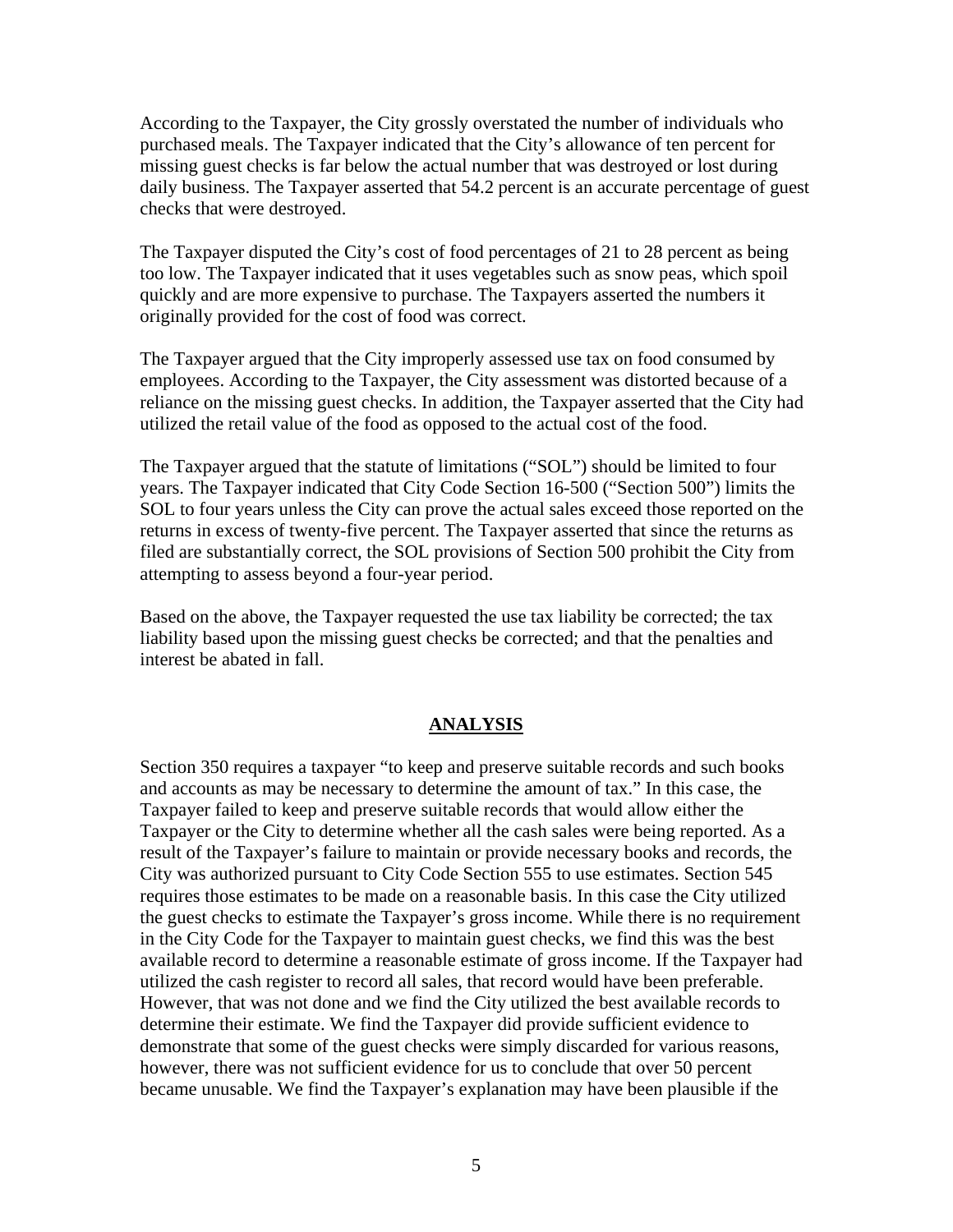According to the Taxpayer, the City grossly overstated the number of individuals who purchased meals. The Taxpayer indicated that the City's allowance of ten percent for missing guest checks is far below the actual number that was destroyed or lost during daily business. The Taxpayer asserted that 54.2 percent is an accurate percentage of guest checks that were destroyed.

The Taxpayer disputed the City's cost of food percentages of 21 to 28 percent as being too low. The Taxpayer indicated that it uses vegetables such as snow peas, which spoil quickly and are more expensive to purchase. The Taxpayers asserted the numbers it originally provided for the cost of food was correct.

The Taxpayer argued that the City improperly assessed use tax on food consumed by employees. According to the Taxpayer, the City assessment was distorted because of a reliance on the missing guest checks. In addition, the Taxpayer asserted that the City had utilized the retail value of the food as opposed to the actual cost of the food.

The Taxpayer argued that the statute of limitations ("SOL") should be limited to four years. The Taxpayer indicated that City Code Section 16-500 ("Section 500") limits the SOL to four years unless the City can prove the actual sales exceed those reported on the returns in excess of twenty-five percent. The Taxpayer asserted that since the returns as filed are substantially correct, the SOL provisions of Section 500 prohibit the City from attempting to assess beyond a four-year period.

Based on the above, the Taxpayer requested the use tax liability be corrected; the tax liability based upon the missing guest checks be corrected; and that the penalties and interest be abated in fall.

## ANALYSIS

Section 350 requires a taxpayer "to keep and preserve suitable records and such books and accounts as may be necessary to determine the amount of tax." In this case, the Taxpayer failed to keep and preserve suitable records that would allow either the Taxpayer or the City to determine whether all the cash sales were being reported. As a result of the Taxpayer's failure to maintain or provide necessary books and records, the City was authorized pursuant to City Code Section 555 to use estimates. Section 545 requires those estimates to be made on a reasonable basis. In this case the City utilized the guest checks to estimate the Taxpayer's gross income. While there is no requirement in the City Code for the Taxpayer to maintain guest checks, we find this was the best available record to determine a reasonable estimate of gross income. If the Taxpayer had utilized the cash register to record all sales, that record would have been preferable. However, that was not done and we find the City utilized the best available records to determine their estimate. We find the Taxpayer did provide sufficient evidence to demonstrate that some of the guest checks were simply discarded for various reasons, however, there was not sufficient evidence for us to conclude that over 50 percent became unusable. We find the Taxpayer's explanation may have been plausible if the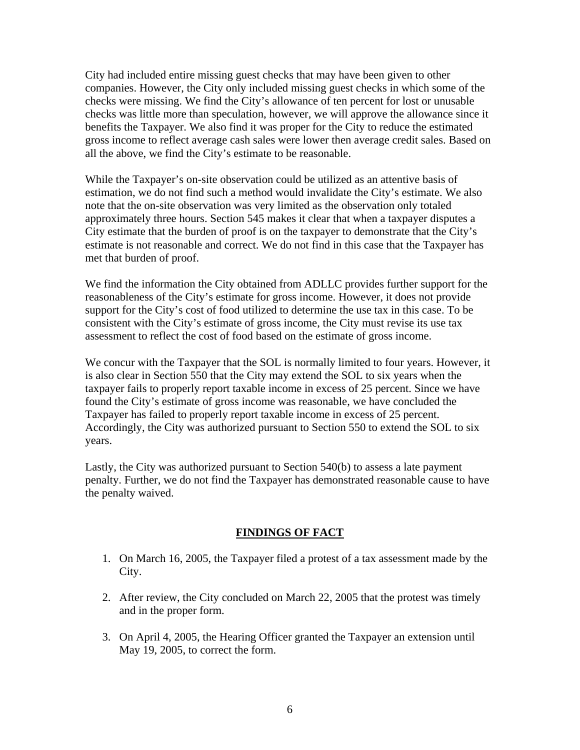City had included entire missing guest checks that may have been given to other companies. However, the City only included missing guest checks in which some of the checks were missing. We find the City's allowance of ten percent for lost or unusable checks was little more than speculation, however, we will approve the allowance since it benefits the Taxpayer. We also find it was proper for the City to reduce the estimated gross income to reflect average cash sales were lower then average credit sales. Based on all the above, we find the City's estimate to be reasonable.

While the Taxpayer's on-site observation could be utilized as an attentive basis of estimation, we do not find such a method would invalidate the City's estimate. We also note that the on-site observation was very limited as the observation only totaled approximately three hours. Section 545 makes it clear that when a taxpayer disputes a City estimate that the burden of proof is on the taxpayer to demonstrate that the City's estimate is not reasonable and correct. We do not find in this case that the Taxpayer has met that burden of proof.

We find the information the City obtained from ADLLC provides further support for the reasonableness of the City's estimate for gross income. However, it does not provide support for the City's cost of food utilized to determine the use tax in this case. To be consistent with the City's estimate of gross income, the City must revise its use tax assessment to reflect the cost of food based on the estimate of gross income.

We concur with the Taxpayer that the SOL is normally limited to four years. However, it is also clear in Section 550 that the City may extend the SOL to six years when the taxpayer fails to properly report taxable income in excess of 25 percent. Since we have found the City's estimate of gross income was reasonable, we have concluded the Taxpayer has failed to properly report taxable income in excess of 25 percent. Accordingly, the City was authorized pursuant to Section 550 to extend the SOL to six years.

Lastly, the City was authorized pursuant to Section 540(b) to assess a late payment penalty. Further, we do not find the Taxpayer has demonstrated reasonable cause to have the penalty waived.

## FINDINGS OF FACT

1. On March 16, 2005, the Taxpayer filed a protest of a tax assessment made by the City.

2. After review, the City concluded on March 22, 2005 that the protest was timely and in the proper form.

3. On April 4, 2005, the Hearing Officer granted the Taxpayer an extension until May 19, 2005, to correct the form.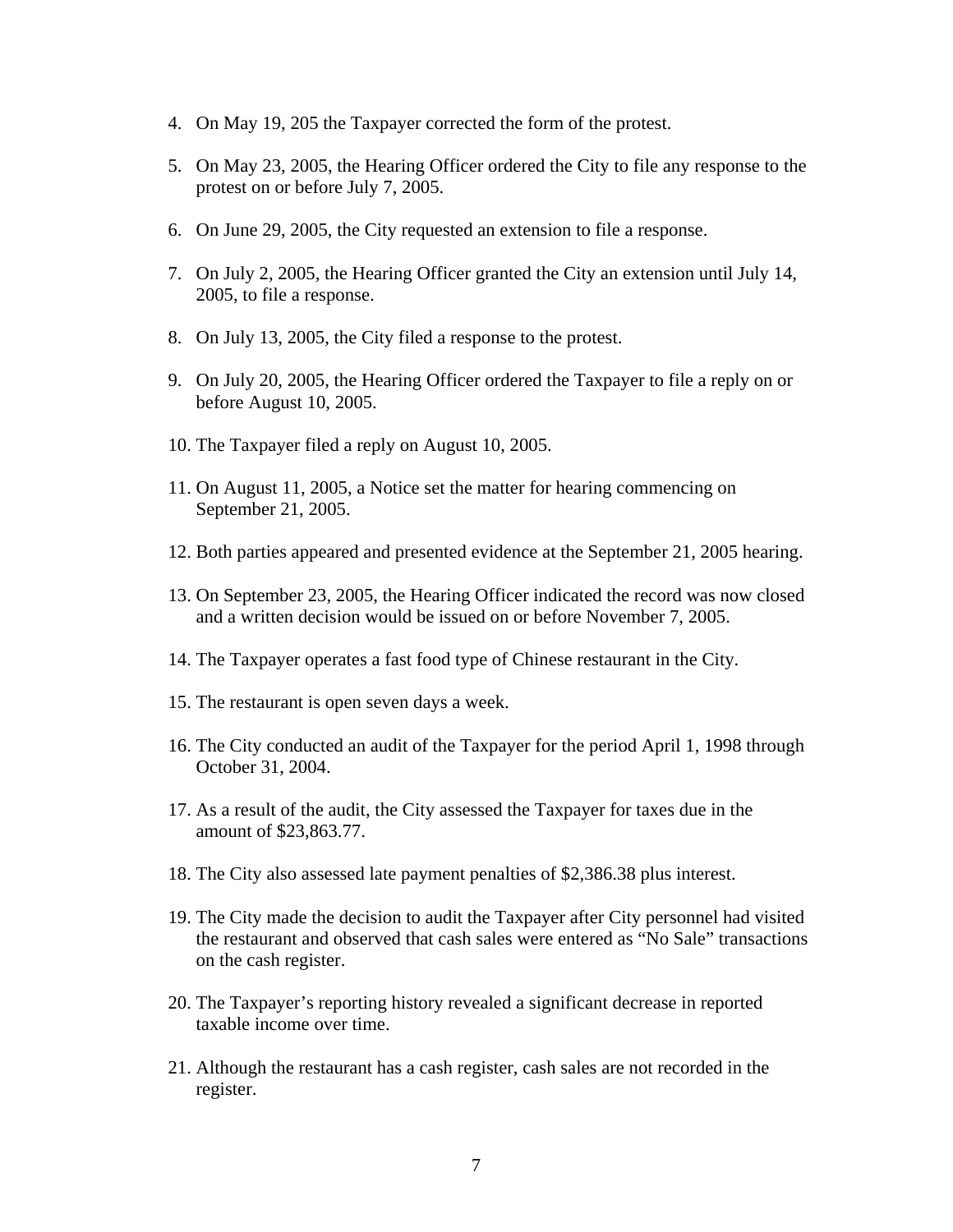4. On May 19, 205 the Taxpayer corrected the form of the protest.

5. On May 23, 2005, the Hearing Officer ordered the City to file any response to the protest on or before July 7, 2005.

6. On June 29, 2005, the City requested an extension to file a response.

7. On July 2, 2005, the Hearing Officer granted the City an extension until July 14, 2005, to file a response.

8. On July 13, 2005, the City filed a response to the protest.

9. On July 20, 2005, the Hearing Officer ordered the Taxpayer to file a reply on or before August 10, 2005.

10. The Taxpayer filed a reply on August 10, 2005.

11. On August 11, 2005, a Notice set the matter for hearing commencing on September 21, 2005.

12. Both parties appeared and presented evidence at the September 21, 2005 hearing.

13. On September 23, 2005, the Hearing Officer indicated the record was now closed and a written decision would be issued on or before November 7, 2005.

14. The Taxpayer operates a fast food type of Chinese restaurant in the City.

15. The restaurant is open seven days a week.

16. The City conducted an audit of the Taxpayer for the period April 1, 1998 through October 31, 2004.

17. As a result of the audit, the City assessed the Taxpayer for taxes due in the amount of $23,863.77.

18. The City also assessed late payment penalties of $2,386.38 plus interest.

19. The City made the decision to audit the Taxpayer after City personnel had visited the restaurant and observed that cash sales were entered as "No Sale" transactions on the cash register.

20. The Taxpayer's reporting history revealed a significant decrease in reported taxable income over time.

21. Although the restaurant has a cash register, cash sales are not recorded in the register.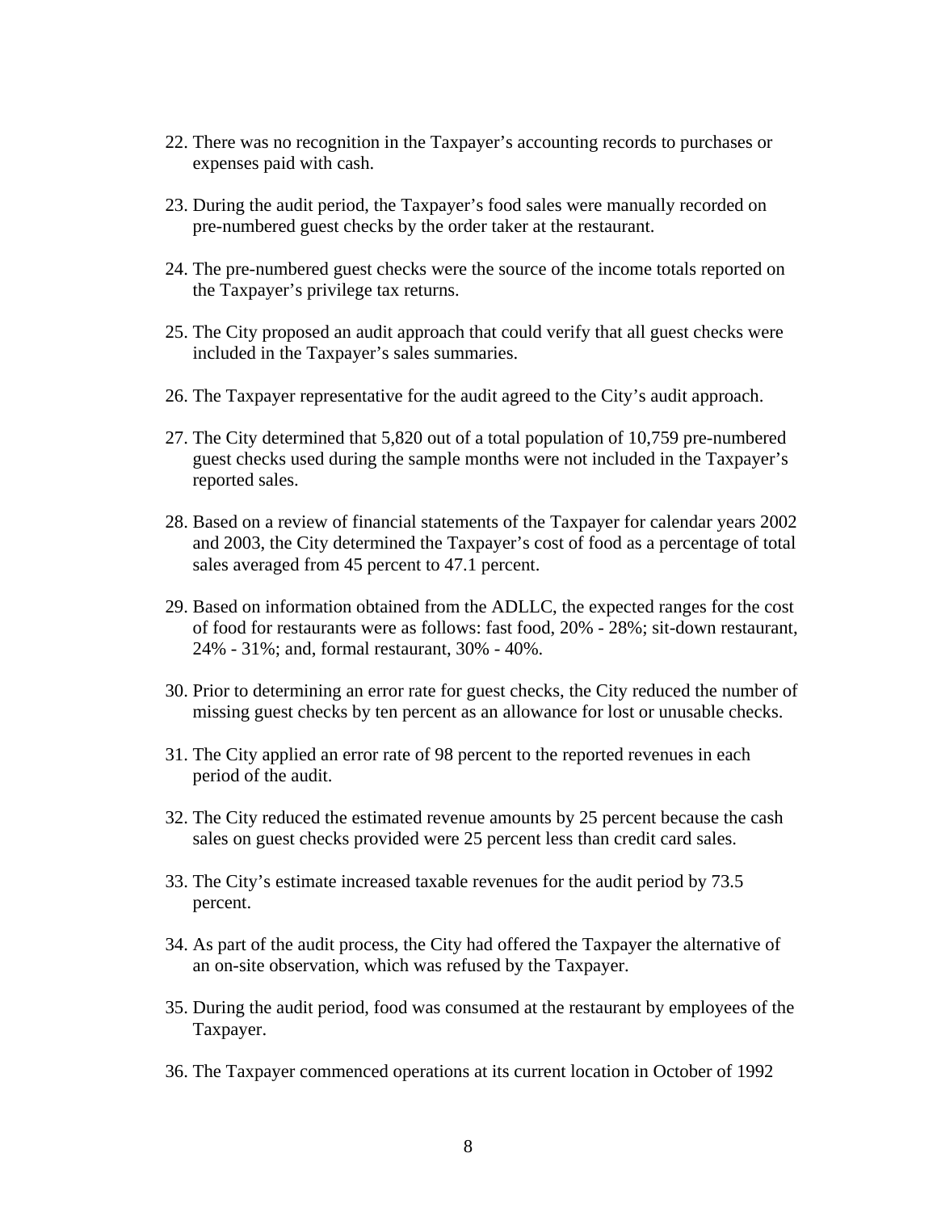22. There was no recognition in the Taxpayer's accounting records to purchases or expenses paid with cash.

23. During the audit period, the Taxpayer's food sales were manually recorded on pre-numbered guest checks by the order taker at the restaurant.

24. The pre-numbered guest checks were the source of the income totals reported on the Taxpayer's privilege tax returns.

25. The City proposed an audit approach that could verify that all guest checks were included in the Taxpayer's sales summaries.

26. The Taxpayer representative for the audit agreed to the City's audit approach.

27. The City determined that 5,820 out of a total population of 10,759 pre-numbered guest checks used during the sample months were not included in the Taxpayer's reported sales.

28. Based on a review of financial statements of the Taxpayer for calendar years 2002 and 2003, the City determined the Taxpayer's cost of food as a percentage of total sales averaged from 45 percent to 47.1 percent.

29. Based on information obtained from the ADLLC, the expected ranges for the cost of food for restaurants were as follows: fast food, 20% - 28%; sit-down restaurant, 24% - 31%; and, formal restaurant, 30% - 40%.

30. Prior to determining an error rate for guest checks, the City reduced the number of missing guest checks by ten percent as an allowance for lost or unusable checks.

31. The City applied an error rate of 98 percent to the reported revenues in each period of the audit.

32. The City reduced the estimated revenue amounts by 25 percent because the cash sales on guest checks provided were 25 percent less than credit card sales.

33. The City's estimate increased taxable revenues for the audit period by 73.5 percent.

34. As part of the audit process, the City had offered the Taxpayer the alternative of an on-site observation, which was refused by the Taxpayer.

35. During the audit period, food was consumed at the restaurant by employees of the Taxpayer.

36. The Taxpayer commenced operations at its current location in October of 1992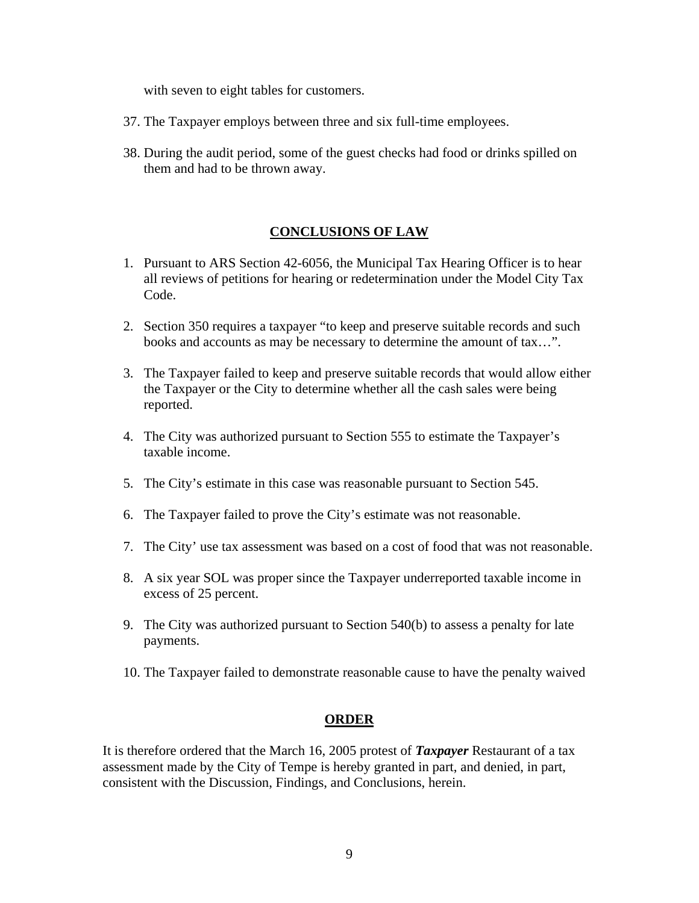with seven to eight tables for customers.

37. The Taxpayer employs between three and six full-time employees.

38. During the audit period, some of the guest checks had food or drinks spilled on them and had to be thrown away.

## **CONCLUSIONS OF LAW**

1. Pursuant to ARS Section 42-6056, the Municipal Tax Hearing Officer is to hear all reviews of petitions for hearing or redetermination under the Model City Tax Code.

2. Section 350 requires a taxpayer "to keep and preserve suitable records and such books and accounts as may be necessary to determine the amount of tax…".

3. The Taxpayer failed to keep and preserve suitable records that would allow either the Taxpayer or the City to determine whether all the cash sales were being reported.

4. The City was authorized pursuant to Section 555 to estimate the Taxpayer's taxable income.

5. The City's estimate in this case was reasonable pursuant to Section 545.

6. The Taxpayer failed to prove the City's estimate was not reasonable.

7. The City' use tax assessment was based on a cost of food that was not reasonable.

8. A six year SOL was proper since the Taxpayer underreported taxable income in excess of 25 percent.

9. The City was authorized pursuant to Section 540(b) to assess a penalty for late payments.

10. The Taxpayer failed to demonstrate reasonable cause to have the penalty waived

## **ORDER**

It is therefore ordered that the March 16, 2005 protest of ***Taxpayer*** Restaurant of a tax assessment made by the City of Tempe is hereby granted in part, and denied, in part, consistent with the Discussion, Findings, and Conclusions, herein.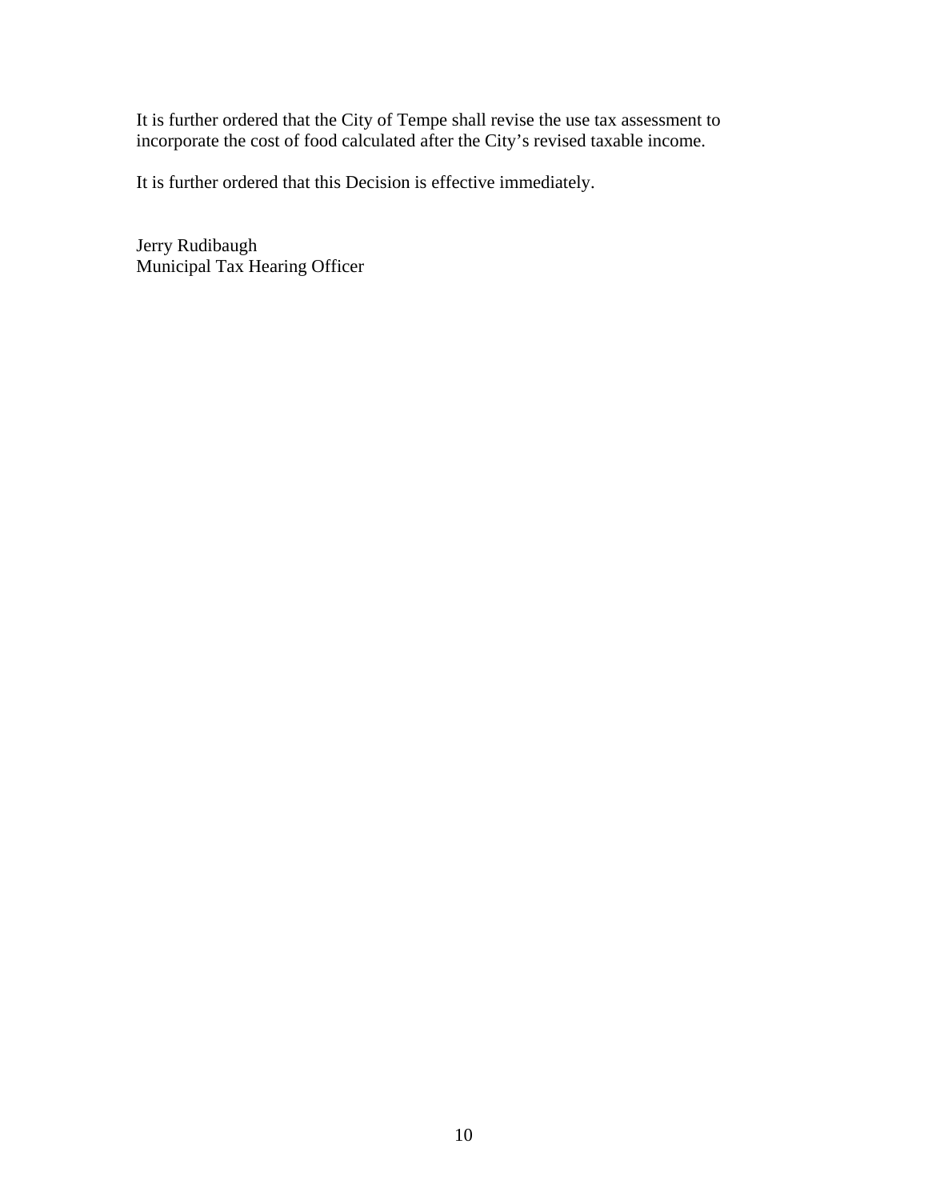It is further ordered that the City of Tempe shall revise the use tax assessment to incorporate the cost of food calculated after the City's revised taxable income.

It is further ordered that this Decision is effective immediately.

Jerry Rudibaugh
Municipal Tax Hearing Officer